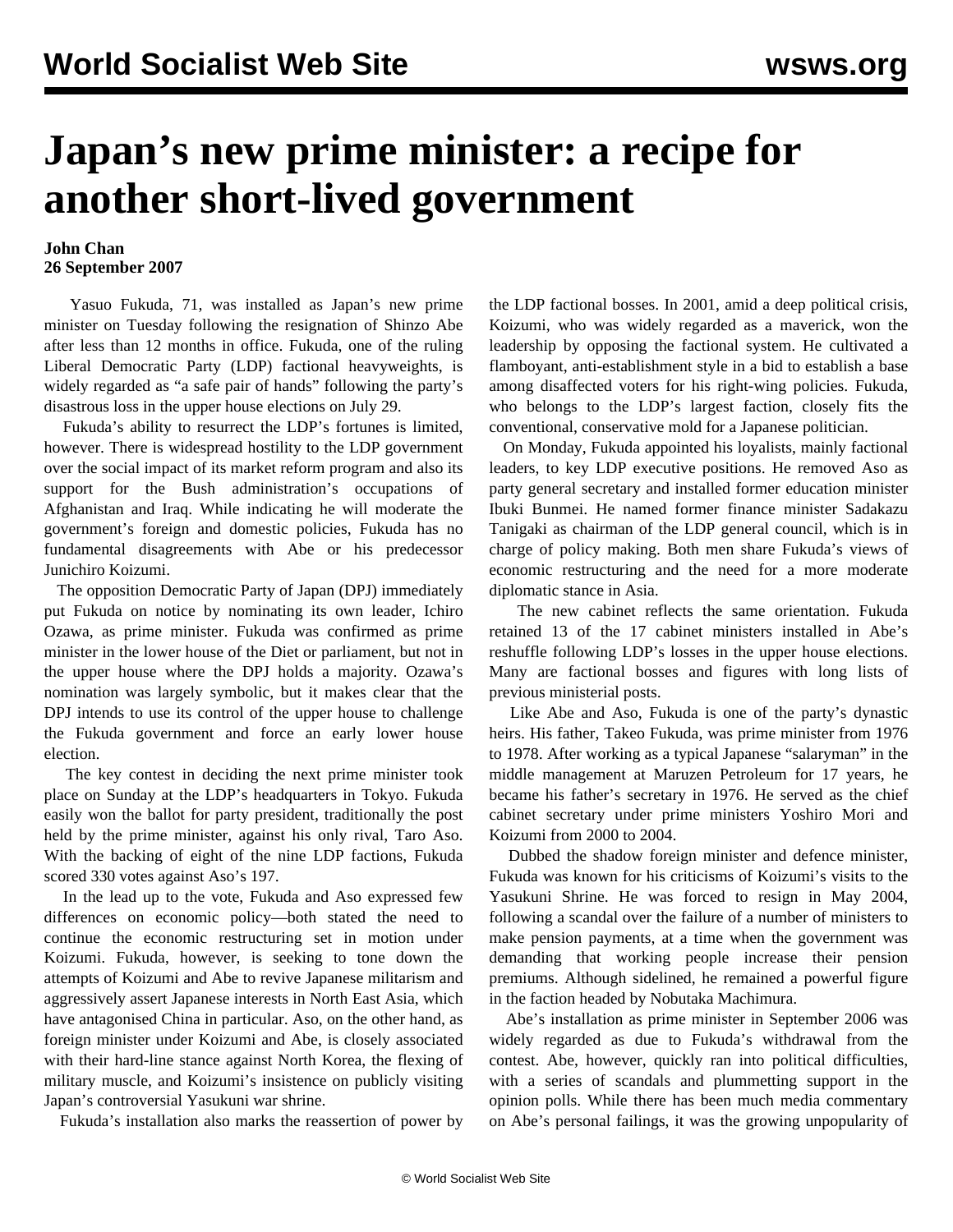# Japan's new prime minister: a recipe for another short-lived government

**John Chan**
**26 September 2007**

Yasuo Fukuda, 71, was installed as Japan's new prime minister on Tuesday following the resignation of Shinzo Abe after less than 12 months in office. Fukuda, one of the ruling Liberal Democratic Party (LDP) factional heavyweights, is widely regarded as "a safe pair of hands" following the party's disastrous loss in the upper house elections on July 29.

Fukuda's ability to resurrect the LDP's fortunes is limited, however. There is widespread hostility to the LDP government over the social impact of its market reform program and also its support for the Bush administration's occupations of Afghanistan and Iraq. While indicating he will moderate the government's foreign and domestic policies, Fukuda has no fundamental disagreements with Abe or his predecessor Junichiro Koizumi.

The opposition Democratic Party of Japan (DPJ) immediately put Fukuda on notice by nominating its own leader, Ichiro Ozawa, as prime minister. Fukuda was confirmed as prime minister in the lower house of the Diet or parliament, but not in the upper house where the DPJ holds a majority. Ozawa's nomination was largely symbolic, but it makes clear that the DPJ intends to use its control of the upper house to challenge the Fukuda government and force an early lower house election.

The key contest in deciding the next prime minister took place on Sunday at the LDP's headquarters in Tokyo. Fukuda easily won the ballot for party president, traditionally the post held by the prime minister, against his only rival, Taro Aso. With the backing of eight of the nine LDP factions, Fukuda scored 330 votes against Aso's 197.

In the lead up to the vote, Fukuda and Aso expressed few differences on economic policy—both stated the need to continue the economic restructuring set in motion under Koizumi. Fukuda, however, is seeking to tone down the attempts of Koizumi and Abe to revive Japanese militarism and aggressively assert Japanese interests in North East Asia, which have antagonised China in particular. Aso, on the other hand, as foreign minister under Koizumi and Abe, is closely associated with their hard-line stance against North Korea, the flexing of military muscle, and Koizumi's insistence on publicly visiting Japan's controversial Yasukuni war shrine.

Fukuda's installation also marks the reassertion of power by the LDP factional bosses. In 2001, amid a deep political crisis, Koizumi, who was widely regarded as a maverick, won the leadership by opposing the factional system. He cultivated a flamboyant, anti-establishment style in a bid to establish a base among disaffected voters for his right-wing policies. Fukuda, who belongs to the LDP's largest faction, closely fits the conventional, conservative mold for a Japanese politician.

On Monday, Fukuda appointed his loyalists, mainly factional leaders, to key LDP executive positions. He removed Aso as party general secretary and installed former education minister Ibuki Bunmei. He named former finance minister Sadakazu Tanigaki as chairman of the LDP general council, which is in charge of policy making. Both men share Fukuda's views of economic restructuring and the need for a more moderate diplomatic stance in Asia.

The new cabinet reflects the same orientation. Fukuda retained 13 of the 17 cabinet ministers installed in Abe's reshuffle following LDP's losses in the upper house elections. Many are factional bosses and figures with long lists of previous ministerial posts.

Like Abe and Aso, Fukuda is one of the party's dynastic heirs. His father, Takeo Fukuda, was prime minister from 1976 to 1978. After working as a typical Japanese "salaryman" in the middle management at Maruzen Petroleum for 17 years, he became his father's secretary in 1976. He served as the chief cabinet secretary under prime ministers Yoshiro Mori and Koizumi from 2000 to 2004.

Dubbed the shadow foreign minister and defence minister, Fukuda was known for his criticisms of Koizumi's visits to the Yasukuni Shrine. He was forced to resign in May 2004, following a scandal over the failure of a number of ministers to make pension payments, at a time when the government was demanding that working people increase their pension premiums. Although sidelined, he remained a powerful figure in the faction headed by Nobutaka Machimura.

Abe's installation as prime minister in September 2006 was widely regarded as due to Fukuda's withdrawal from the contest. Abe, however, quickly ran into political difficulties, with a series of scandals and plummetting support in the opinion polls. While there has been much media commentary on Abe's personal failings, it was the growing unpopularity of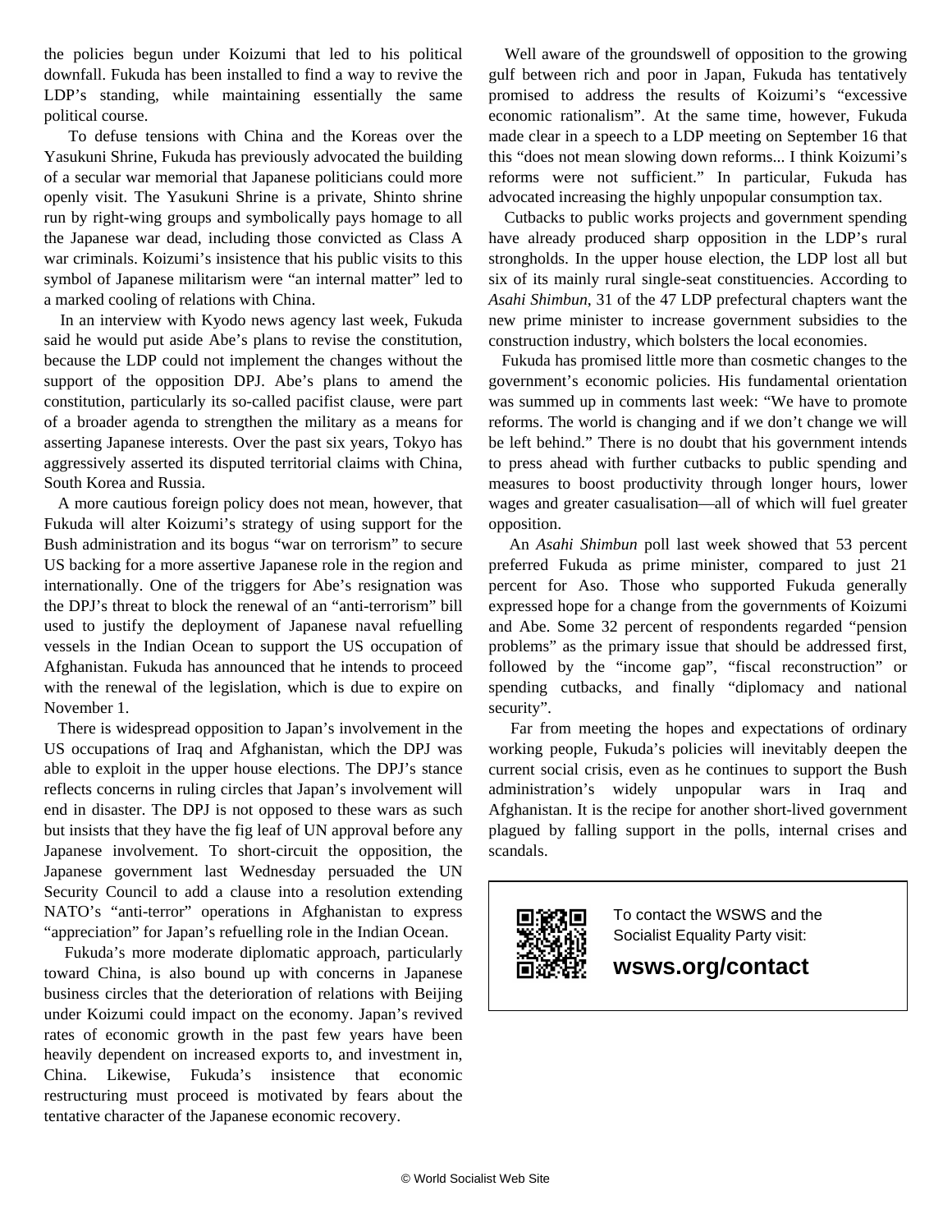the policies begun under Koizumi that led to his political downfall. Fukuda has been installed to find a way to revive the LDP's standing, while maintaining essentially the same political course.

To defuse tensions with China and the Koreas over the Yasukuni Shrine, Fukuda has previously advocated the building of a secular war memorial that Japanese politicians could more openly visit. The Yasukuni Shrine is a private, Shinto shrine run by right-wing groups and symbolically pays homage to all the Japanese war dead, including those convicted as Class A war criminals. Koizumi's insistence that his public visits to this symbol of Japanese militarism were "an internal matter" led to a marked cooling of relations with China.

In an interview with Kyodo news agency last week, Fukuda said he would put aside Abe's plans to revise the constitution, because the LDP could not implement the changes without the support of the opposition DPJ. Abe's plans to amend the constitution, particularly its so-called pacifist clause, were part of a broader agenda to strengthen the military as a means for asserting Japanese interests. Over the past six years, Tokyo has aggressively asserted its disputed territorial claims with China, South Korea and Russia.

A more cautious foreign policy does not mean, however, that Fukuda will alter Koizumi's strategy of using support for the Bush administration and its bogus "war on terrorism" to secure US backing for a more assertive Japanese role in the region and internationally. One of the triggers for Abe's resignation was the DPJ's threat to block the renewal of an "anti-terrorism" bill used to justify the deployment of Japanese naval refuelling vessels in the Indian Ocean to support the US occupation of Afghanistan. Fukuda has announced that he intends to proceed with the renewal of the legislation, which is due to expire on November 1.

There is widespread opposition to Japan's involvement in the US occupations of Iraq and Afghanistan, which the DPJ was able to exploit in the upper house elections. The DPJ's stance reflects concerns in ruling circles that Japan's involvement will end in disaster. The DPJ is not opposed to these wars as such but insists that they have the fig leaf of UN approval before any Japanese involvement. To short-circuit the opposition, the Japanese government last Wednesday persuaded the UN Security Council to add a clause into a resolution extending NATO's "anti-terror" operations in Afghanistan to express "appreciation" for Japan's refuelling role in the Indian Ocean.

Fukuda's more moderate diplomatic approach, particularly toward China, is also bound up with concerns in Japanese business circles that the deterioration of relations with Beijing under Koizumi could impact on the economy. Japan's revived rates of economic growth in the past few years have been heavily dependent on increased exports to, and investment in, China. Likewise, Fukuda's insistence that economic restructuring must proceed is motivated by fears about the tentative character of the Japanese economic recovery.

Well aware of the groundswell of opposition to the growing gulf between rich and poor in Japan, Fukuda has tentatively promised to address the results of Koizumi's "excessive economic rationalism". At the same time, however, Fukuda made clear in a speech to a LDP meeting on September 16 that this "does not mean slowing down reforms... I think Koizumi's reforms were not sufficient." In particular, Fukuda has advocated increasing the highly unpopular consumption tax.

Cutbacks to public works projects and government spending have already produced sharp opposition in the LDP's rural strongholds. In the upper house election, the LDP lost all but six of its mainly rural single-seat constituencies. According to *Asahi Shimbun*, 31 of the 47 LDP prefectural chapters want the new prime minister to increase government subsidies to the construction industry, which bolsters the local economies.

Fukuda has promised little more than cosmetic changes to the government's economic policies. His fundamental orientation was summed up in comments last week: "We have to promote reforms. The world is changing and if we don't change we will be left behind." There is no doubt that his government intends to press ahead with further cutbacks to public spending and measures to boost productivity through longer hours, lower wages and greater casualisation—all of which will fuel greater opposition.

An *Asahi Shimbun* poll last week showed that 53 percent preferred Fukuda as prime minister, compared to just 21 percent for Aso. Those who supported Fukuda generally expressed hope for a change from the governments of Koizumi and Abe. Some 32 percent of respondents regarded "pension problems" as the primary issue that should be addressed first, followed by the "income gap", "fiscal reconstruction" or spending cutbacks, and finally "diplomacy and national security".

Far from meeting the hopes and expectations of ordinary working people, Fukuda's policies will inevitably deepen the current social crisis, even as he continues to support the Bush administration's widely unpopular wars in Iraq and Afghanistan. It is the recipe for another short-lived government plagued by falling support in the polls, internal crises and scandals.

To contact the WSWS and the Socialist Equality Party visit:

**wsws.org/contact**